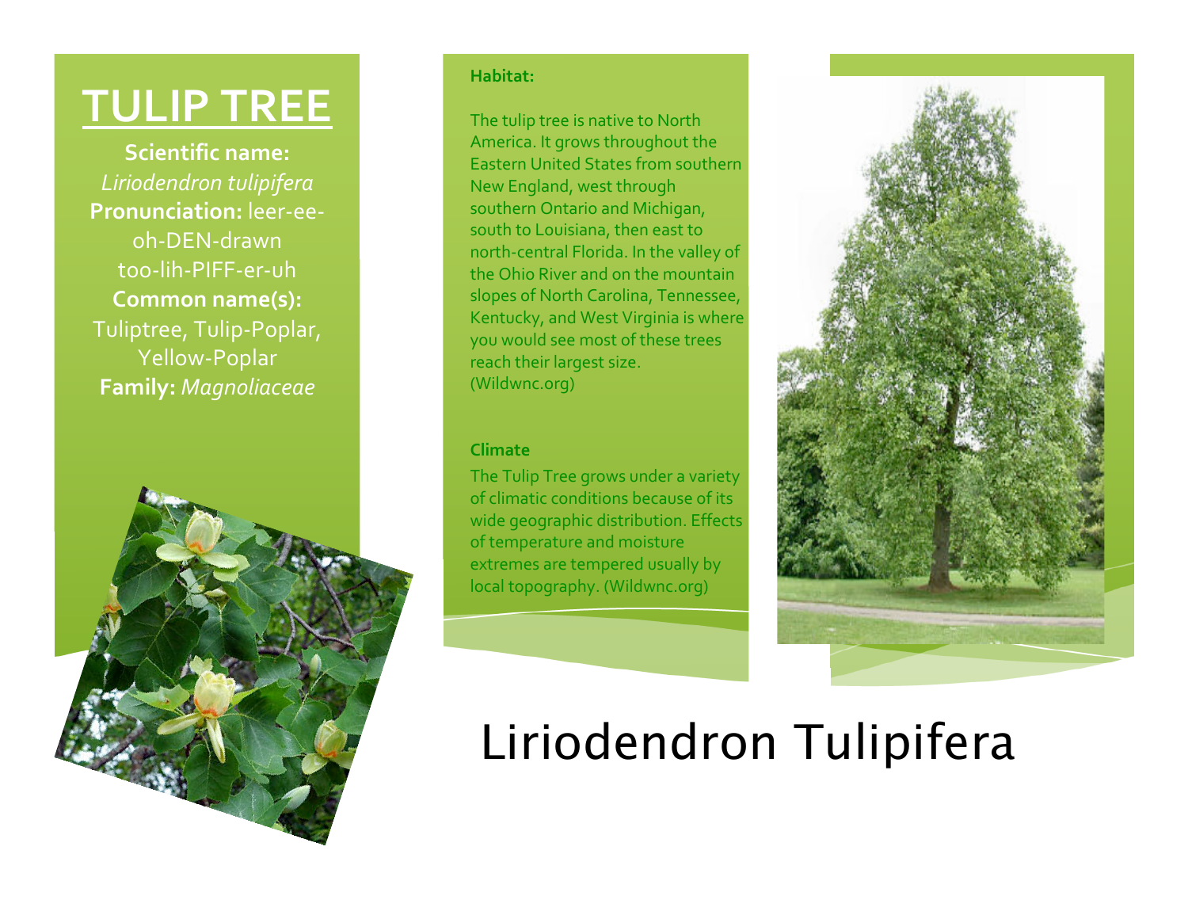# TULIP TREE

**Scientific name:** *Liriodendron tulipifera*
**Pronunciation:** leer-ee-oh-DEN-drawn too-lih-PIFF-er-uh
**Common name(s):** Tuliptree, Tulip-Poplar, Yellow-Poplar
**Family:** *Magnoliaceae*

**Habitat:**

The tulip tree is native to North America. It grows throughout the Eastern United States from southern New England, west through southern Ontario and Michigan, south to Louisiana, then east to north-central Florida. In the valley of the Ohio River and on the mountain slopes of North Carolina, Tennessee, Kentucky, and West Virginia is where you would see most of these trees reach their largest size. (Wildwnc.org)

**Climate**

The Tulip Tree grows under a variety of climatic conditions because of its wide geographic distribution. Effects of temperature and moisture extremes are tempered usually by local topography. (Wildwnc.org)

# Liriodendron Tulipifera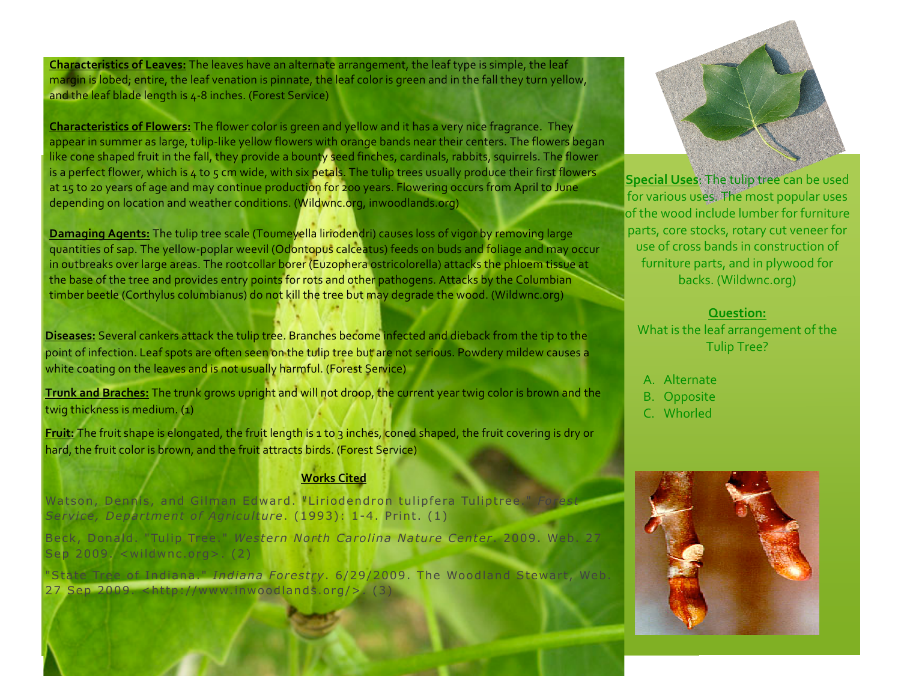**Characteristics of Leaves:** The leaves have an alternate arrangement, the leaf type is simple, the leaf margin is lobed; entire, the leaf venation is pinnate, the leaf color is green and in the fall they turn yellow, and the leaf blade length is 4-8 inches. (Forest Service)

**Characteristics of Flowers:** The flower color is green and yellow and it has a very nice fragrance. They appear in summer as large, tulip-like yellow flowers with orange bands near their centers. The flowers began like cone shaped fruit in the fall, they provide a bounty seed finches, cardinals, rabbits, squirrels. The flower is a perfect flower, which is 4 to 5 cm wide, with six petals. The tulip trees usually produce their first flowers at 15 to 20 years of age and may continue production for 200 years. Flowering occurs from April to June depending on location and weather conditions. (Wildwnc.org, inwoodlands.org)

**Damaging Agents:** The tulip tree scale (Toumeyella liriodendri) causes loss of vigor by removing large quantities of sap. The yellow-poplar weevil (Odontopus calceatus) feeds on buds and foliage and may occur in outbreaks over large areas. The rootcollar borer (Euzophera ostricolorella) attacks the phloem tissue at the base of the tree and provides entry points for rots and other pathogens. Attacks by the Columbian timber beetle (Corthylus columbianus) do not kill the tree but may degrade the wood. (Wildwnc.org)

**Diseases:** Several cankers attack the tulip tree. Branches become infected and dieback from the tip to the point of infection. Leaf spots are often seen on the tulip tree but are not serious. Powdery mildew causes a white coating on the leaves and is not usually harmful. (Forest Service)

**Trunk and Braches:** The trunk grows upright and will not droop, the current year twig color is brown and the twig thickness is medium. (1)

**Fruit:** The fruit shape is elongated, the fruit length is 1 to 3 inches, coned shaped, the fruit covering is dry or hard, the fruit color is brown, and the fruit attracts birds. (Forest Service)

**Works Cited**

Watson, Dennis, and Gilman Edward. "Liriodendron tulipfera Tuliptree." *Forest Service, Department of Agriculture*. (1993): 1-4. Print. (1)

Beck, Donald. "Tulip Tree." *Western North Carolina Nature Center*. 2009. Web. 27 Sep 2009. <wildwnc.org>. (2)

"State Tree of Indiana." *Indiana Forestry*. 6/29/2009. The Woodland Stewart, Web. 27 Sep 2009. <http://www.inwoodlands.org/>. (3)

**Special Uses:** The tulip tree can be used for various uses. The most popular uses of the wood include lumber for furniture parts, core stocks, rotary cut veneer for use of cross bands in construction of furniture parts, and in plywood for backs. (Wildwnc.org)

**Question:**

What is the leaf arrangement of the Tulip Tree?

A. Alternate
B. Opposite
C. Whorled